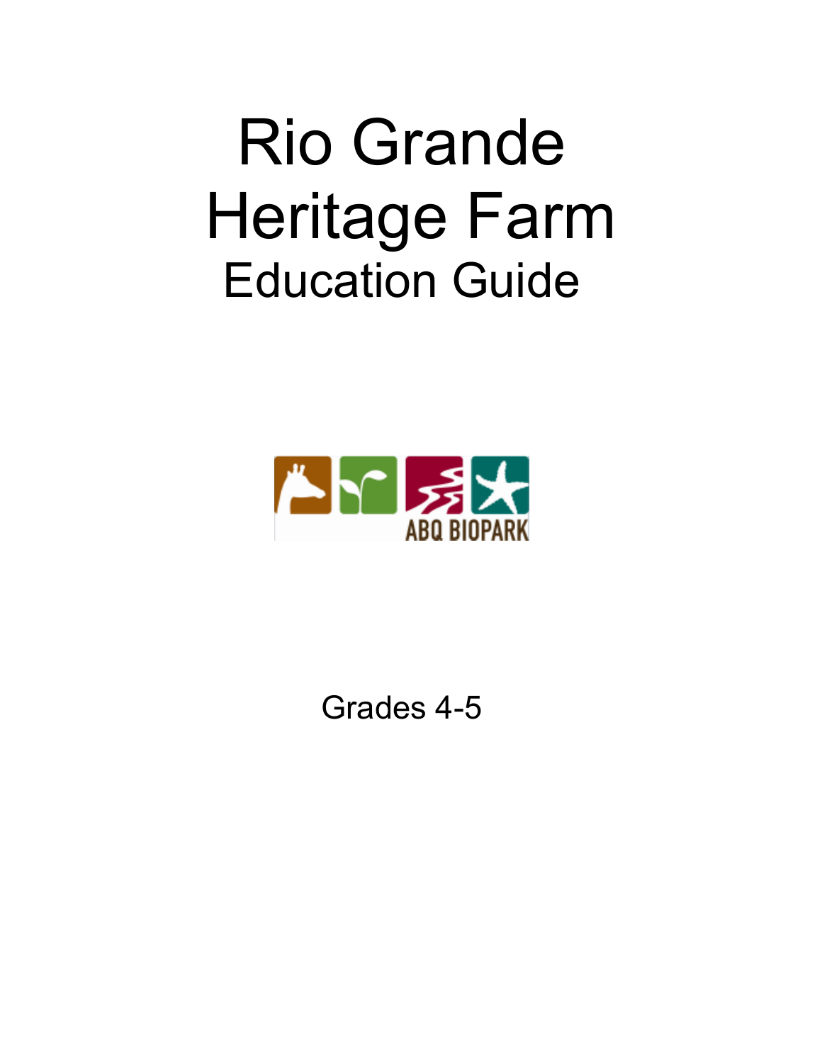# Rio Grande Heritage Farm

## Education Guide

ABQ BIOPARK

Grades 4-5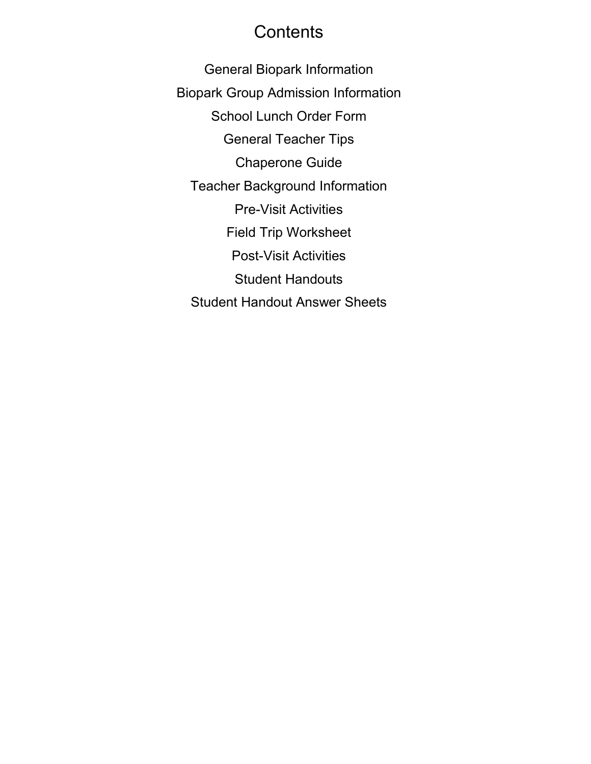# Contents

General Biopark Information

Biopark Group Admission Information

School Lunch Order Form

General Teacher Tips

Chaperone Guide

Teacher Background Information

Pre-Visit Activities

Field Trip Worksheet

Post-Visit Activities

Student Handouts

Student Handout Answer Sheets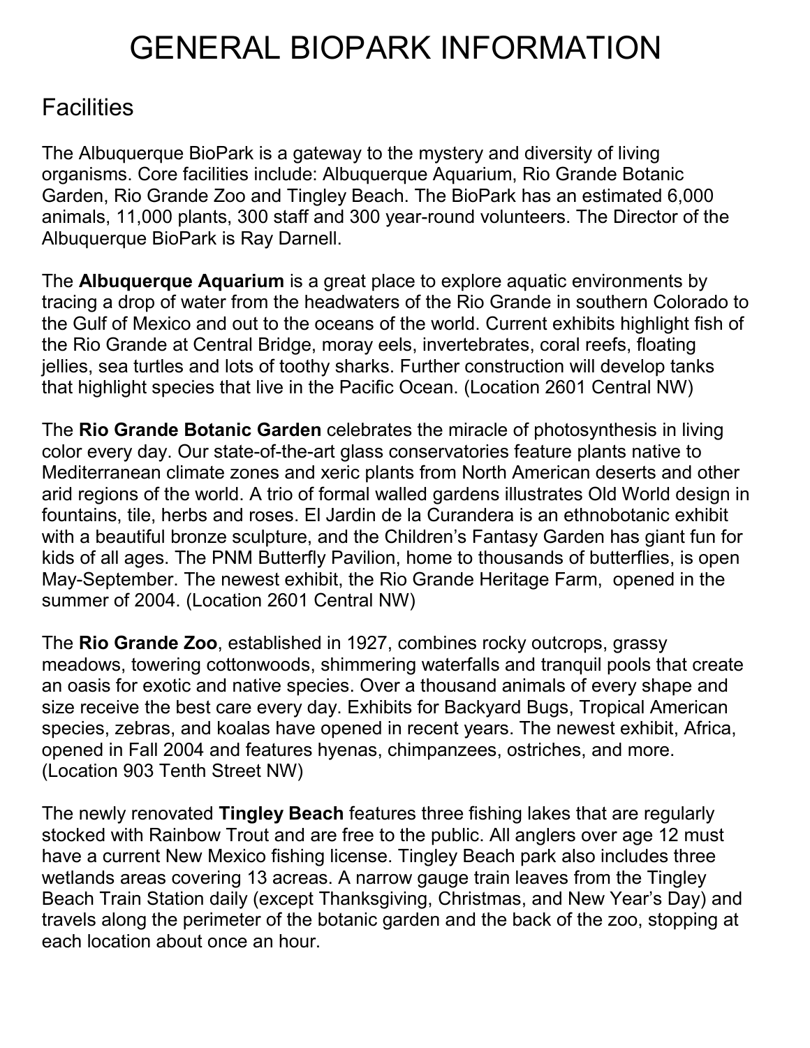# GENERAL BIOPARK INFORMATION

## Facilities

The Albuquerque BioPark is a gateway to the mystery and diversity of living organisms. Core facilities include: Albuquerque Aquarium, Rio Grande Botanic Garden, Rio Grande Zoo and Tingley Beach. The BioPark has an estimated 6,000 animals, 11,000 plants, 300 staff and 300 year-round volunteers. The Director of the Albuquerque BioPark is Ray Darnell.

The **Albuquerque Aquarium** is a great place to explore aquatic environments by tracing a drop of water from the headwaters of the Rio Grande in southern Colorado to the Gulf of Mexico and out to the oceans of the world. Current exhibits highlight fish of the Rio Grande at Central Bridge, moray eels, invertebrates, coral reefs, floating jellies, sea turtles and lots of toothy sharks. Further construction will develop tanks that highlight species that live in the Pacific Ocean. (Location 2601 Central NW)

The **Rio Grande Botanic Garden** celebrates the miracle of photosynthesis in living color every day. Our state-of-the-art glass conservatories feature plants native to Mediterranean climate zones and xeric plants from North American deserts and other arid regions of the world. A trio of formal walled gardens illustrates Old World design in fountains, tile, herbs and roses. El Jardin de la Curandera is an ethnobotanic exhibit with a beautiful bronze sculpture, and the Children's Fantasy Garden has giant fun for kids of all ages. The PNM Butterfly Pavilion, home to thousands of butterflies, is open May-September. The newest exhibit, the Rio Grande Heritage Farm, opened in the summer of 2004. (Location 2601 Central NW)

The **Rio Grande Zoo**, established in 1927, combines rocky outcrops, grassy meadows, towering cottonwoods, shimmering waterfalls and tranquil pools that create an oasis for exotic and native species. Over a thousand animals of every shape and size receive the best care every day. Exhibits for Backyard Bugs, Tropical American species, zebras, and koalas have opened in recent years. The newest exhibit, Africa, opened in Fall 2004 and features hyenas, chimpanzees, ostriches, and more. (Location 903 Tenth Street NW)

The newly renovated **Tingley Beach** features three fishing lakes that are regularly stocked with Rainbow Trout and are free to the public. All anglers over age 12 must have a current New Mexico fishing license. Tingley Beach park also includes three wetlands areas covering 13 acreas. A narrow gauge train leaves from the Tingley Beach Train Station daily (except Thanksgiving, Christmas, and New Year's Day) and travels along the perimeter of the botanic garden and the back of the zoo, stopping at each location about once an hour.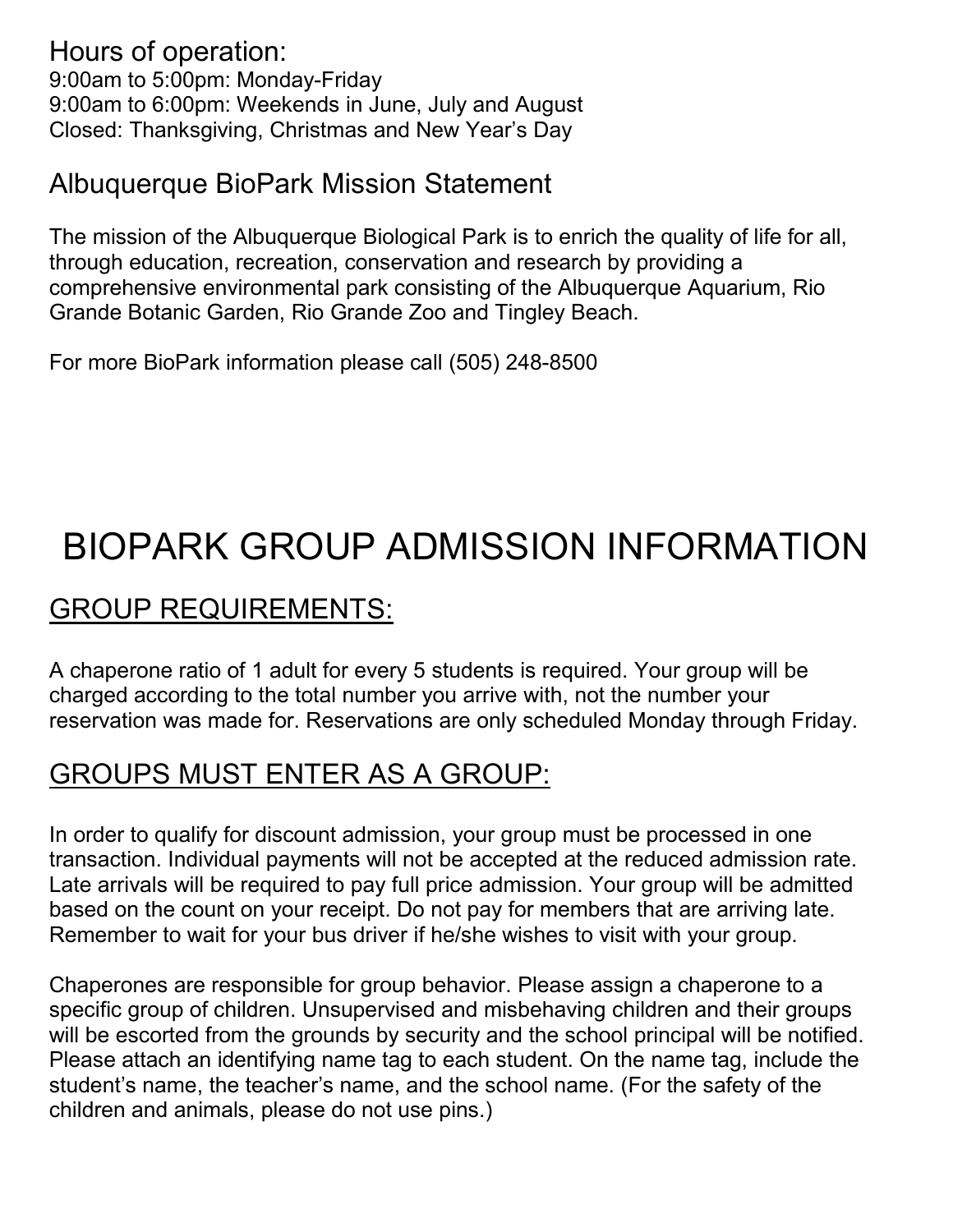## Hours of operation:

9:00am to 5:00pm: Monday-Friday
9:00am to 6:00pm: Weekends in June, July and August
Closed: Thanksgiving, Christmas and New Year's Day

## Albuquerque BioPark Mission Statement

The mission of the Albuquerque Biological Park is to enrich the quality of life for all, through education, recreation, conservation and research by providing a comprehensive environmental park consisting of the Albuquerque Aquarium, Rio Grande Botanic Garden, Rio Grande Zoo and Tingley Beach.

For more BioPark information please call (505) 248-8500

# BIOPARK GROUP ADMISSION INFORMATION

## GROUP REQUIREMENTS:

A chaperone ratio of 1 adult for every 5 students is required. Your group will be charged according to the total number you arrive with, not the number your reservation was made for. Reservations are only scheduled Monday through Friday.

## GROUPS MUST ENTER AS A GROUP:

In order to qualify for discount admission, your group must be processed in one transaction. Individual payments will not be accepted at the reduced admission rate. Late arrivals will be required to pay full price admission. Your group will be admitted based on the count on your receipt. Do not pay for members that are arriving late. Remember to wait for your bus driver if he/she wishes to visit with your group.

Chaperones are responsible for group behavior. Please assign a chaperone to a specific group of children. Unsupervised and misbehaving children and their groups will be escorted from the grounds by security and the school principal will be notified. Please attach an identifying name tag to each student. On the name tag, include the student's name, the teacher's name, and the school name. (For the safety of the children and animals, please do not use pins.)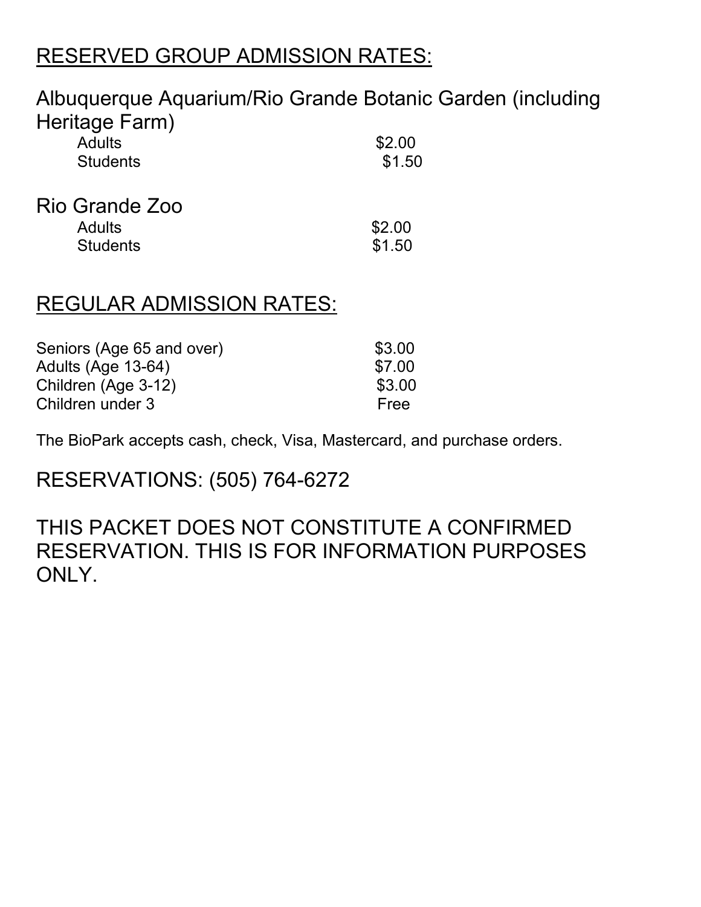## RESERVED GROUP ADMISSION RATES:

### Albuquerque Aquarium/Rio Grande Botanic Garden (including Heritage Farm)

| | |
|---|---|
| Adults | $2.00 |
| Students | $1.50 |

### Rio Grande Zoo

| | |
|---|---|
| Adults | $2.00 |
| Students | $1.50 |

## REGULAR ADMISSION RATES:

| | |
|---|---|
| Seniors (Age 65 and over) | $3.00 |
| Adults (Age 13-64) | $7.00 |
| Children (Age 3-12) | $3.00 |
| Children under 3 | Free |

The BioPark accepts cash, check, Visa, Mastercard, and purchase orders.

RESERVATIONS: (505) 764-6272

THIS PACKET DOES NOT CONSTITUTE A CONFIRMED RESERVATION. THIS IS FOR INFORMATION PURPOSES ONLY.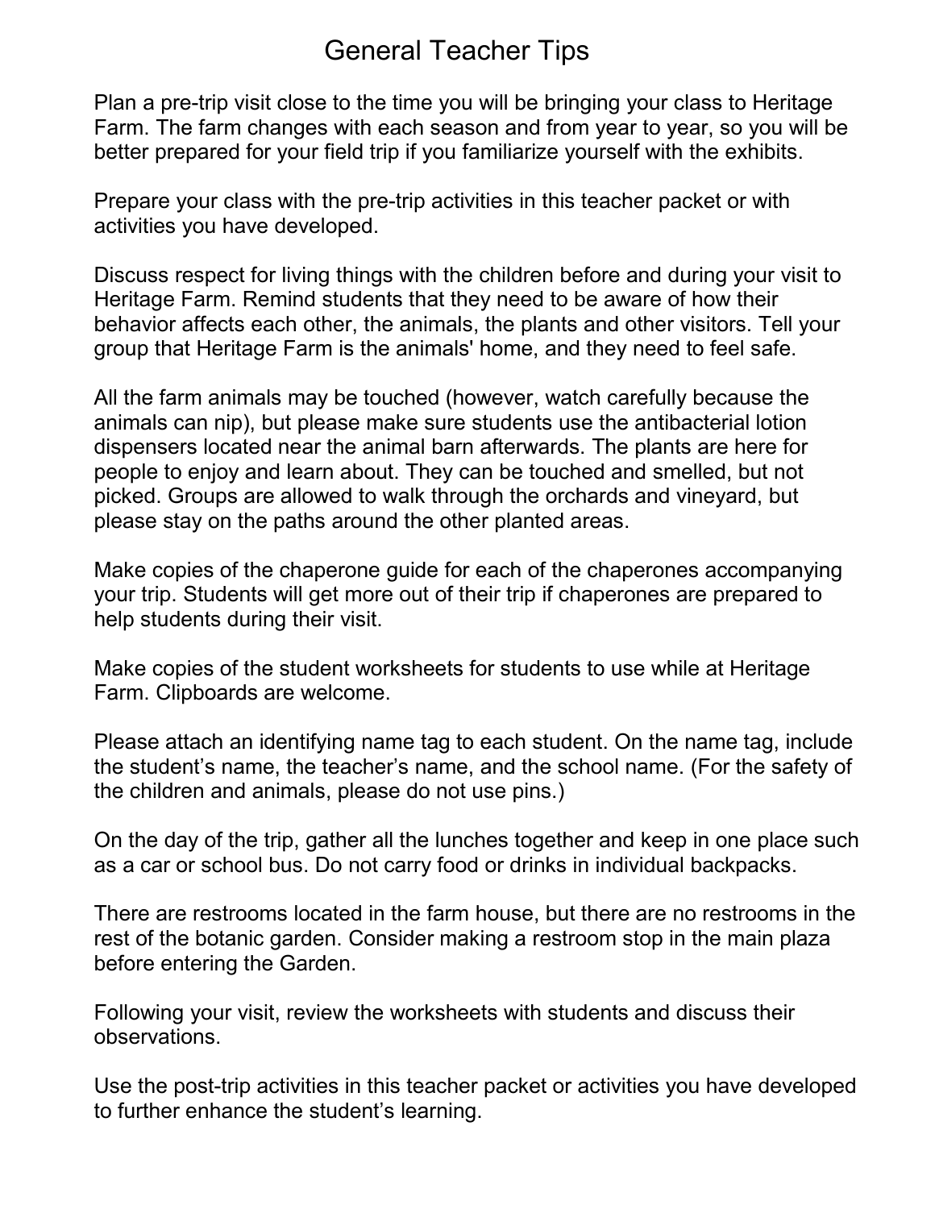# General Teacher Tips

Plan a pre-trip visit close to the time you will be bringing your class to Heritage Farm. The farm changes with each season and from year to year, so you will be better prepared for your field trip if you familiarize yourself with the exhibits.

Prepare your class with the pre-trip activities in this teacher packet or with activities you have developed.

Discuss respect for living things with the children before and during your visit to Heritage Farm. Remind students that they need to be aware of how their behavior affects each other, the animals, the plants and other visitors. Tell your group that Heritage Farm is the animals' home, and they need to feel safe.

All the farm animals may be touched (however, watch carefully because the animals can nip), but please make sure students use the antibacterial lotion dispensers located near the animal barn afterwards. The plants are here for people to enjoy and learn about. They can be touched and smelled, but not picked. Groups are allowed to walk through the orchards and vineyard, but please stay on the paths around the other planted areas.

Make copies of the chaperone guide for each of the chaperones accompanying your trip. Students will get more out of their trip if chaperones are prepared to help students during their visit.

Make copies of the student worksheets for students to use while at Heritage Farm. Clipboards are welcome.

Please attach an identifying name tag to each student. On the name tag, include the student's name, the teacher's name, and the school name. (For the safety of the children and animals, please do not use pins.)

On the day of the trip, gather all the lunches together and keep in one place such as a car or school bus. Do not carry food or drinks in individual backpacks.

There are restrooms located in the farm house, but there are no restrooms in the rest of the botanic garden. Consider making a restroom stop in the main plaza before entering the Garden.

Following your visit, review the worksheets with students and discuss their observations.

Use the post-trip activities in this teacher packet or activities you have developed to further enhance the student's learning.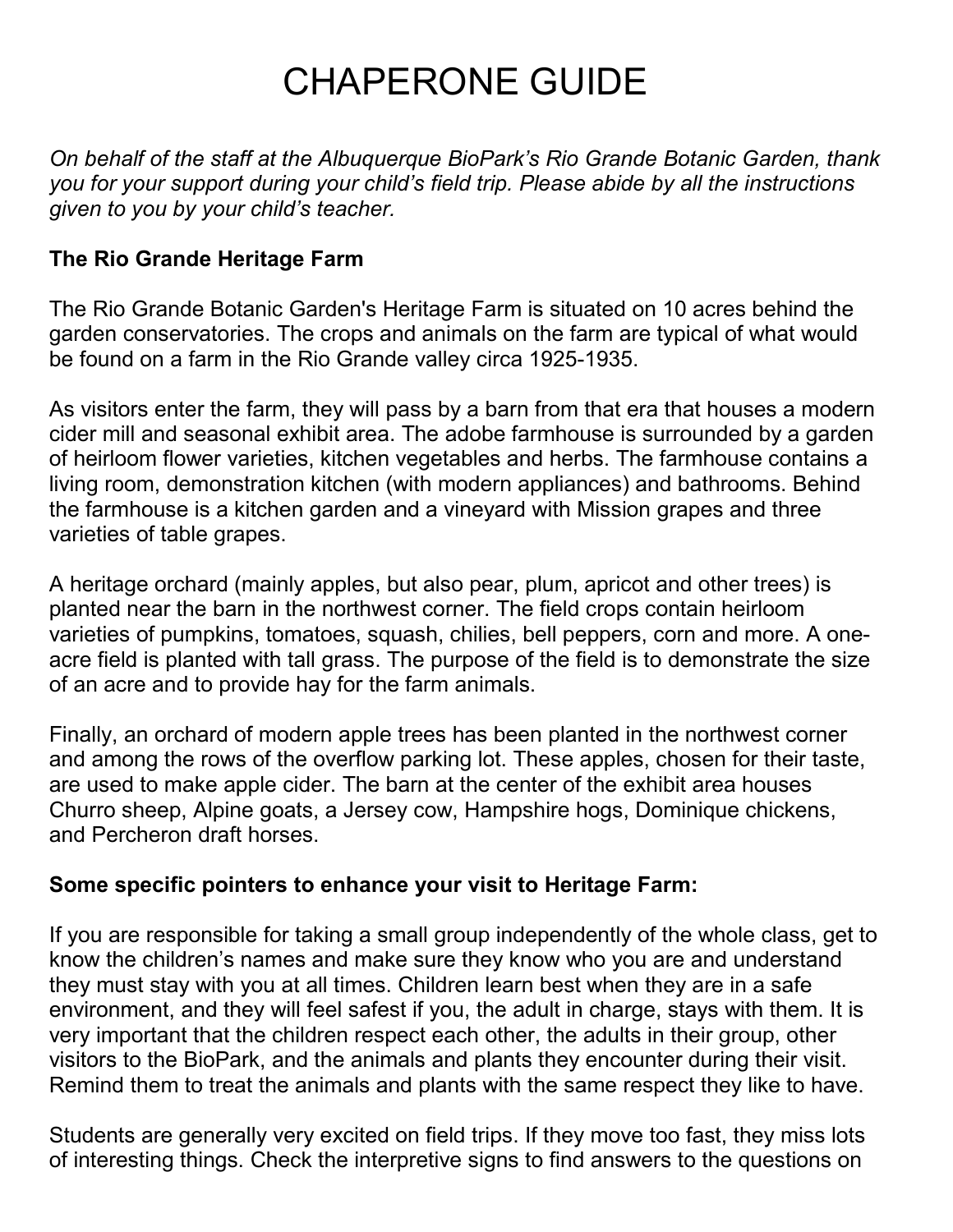# CHAPERONE GUIDE

*On behalf of the staff at the Albuquerque BioPark's Rio Grande Botanic Garden, thank you for your support during your child's field trip. Please abide by all the instructions given to you by your child's teacher.*

**The Rio Grande Heritage Farm**

The Rio Grande Botanic Garden's Heritage Farm is situated on 10 acres behind the garden conservatories. The crops and animals on the farm are typical of what would be found on a farm in the Rio Grande valley circa 1925-1935.

As visitors enter the farm, they will pass by a barn from that era that houses a modern cider mill and seasonal exhibit area. The adobe farmhouse is surrounded by a garden of heirloom flower varieties, kitchen vegetables and herbs. The farmhouse contains a living room, demonstration kitchen (with modern appliances) and bathrooms. Behind the farmhouse is a kitchen garden and a vineyard with Mission grapes and three varieties of table grapes.

A heritage orchard (mainly apples, but also pear, plum, apricot and other trees) is planted near the barn in the northwest corner. The field crops contain heirloom varieties of pumpkins, tomatoes, squash, chilies, bell peppers, corn and more. A one-acre field is planted with tall grass. The purpose of the field is to demonstrate the size of an acre and to provide hay for the farm animals.

Finally, an orchard of modern apple trees has been planted in the northwest corner and among the rows of the overflow parking lot. These apples, chosen for their taste, are used to make apple cider. The barn at the center of the exhibit area houses Churro sheep, Alpine goats, a Jersey cow, Hampshire hogs, Dominique chickens, and Percheron draft horses.

**Some specific pointers to enhance your visit to Heritage Farm:**

If you are responsible for taking a small group independently of the whole class, get to know the children's names and make sure they know who you are and understand they must stay with you at all times. Children learn best when they are in a safe environment, and they will feel safest if you, the adult in charge, stays with them. It is very important that the children respect each other, the adults in their group, other visitors to the BioPark, and the animals and plants they encounter during their visit. Remind them to treat the animals and plants with the same respect they like to have.

Students are generally very excited on field trips. If they move too fast, they miss lots of interesting things. Check the interpretive signs to find answers to the questions on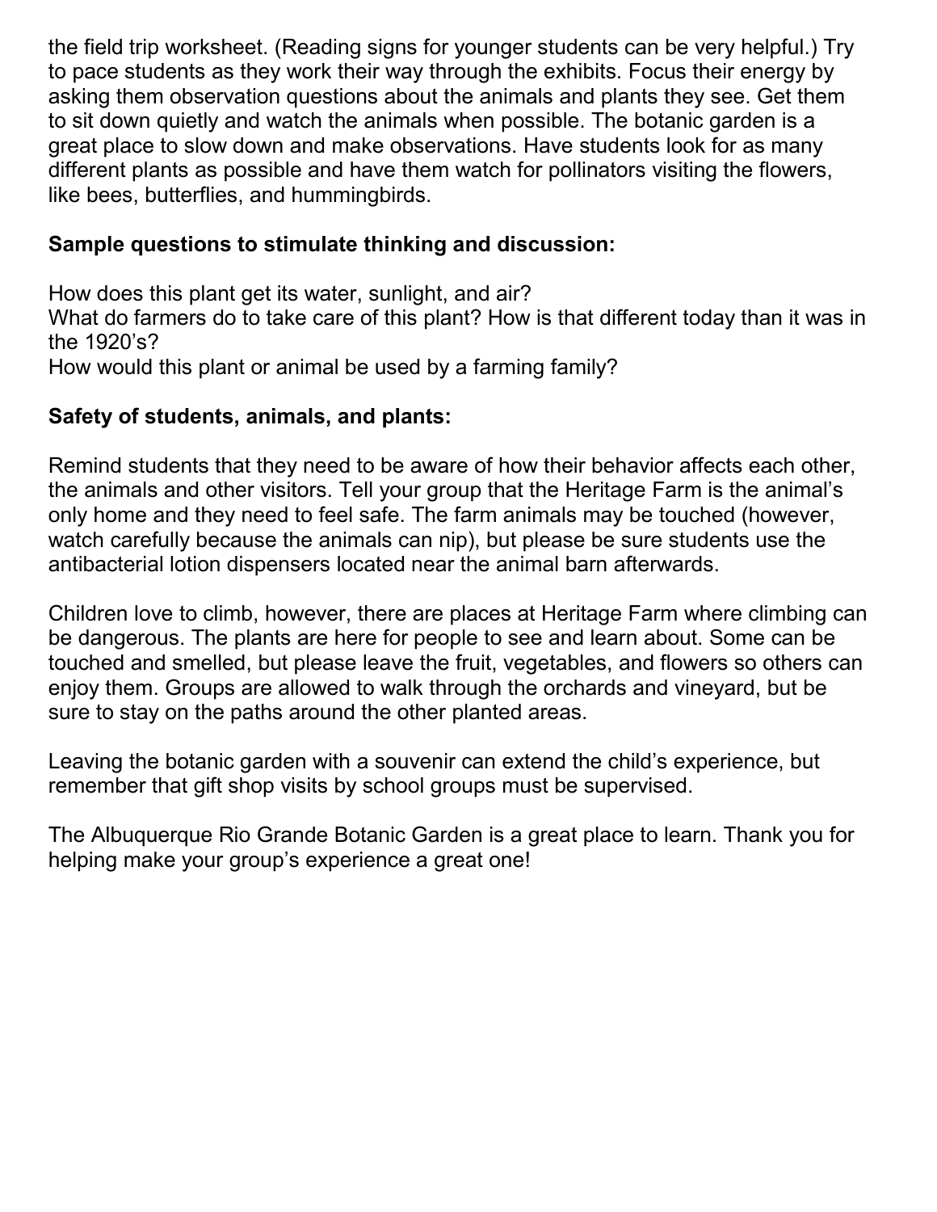the field trip worksheet. (Reading signs for younger students can be very helpful.) Try to pace students as they work their way through the exhibits. Focus their energy by asking them observation questions about the animals and plants they see. Get them to sit down quietly and watch the animals when possible. The botanic garden is a great place to slow down and make observations. Have students look for as many different plants as possible and have them watch for pollinators visiting the flowers, like bees, butterflies, and hummingbirds.

**Sample questions to stimulate thinking and discussion:**

How does this plant get its water, sunlight, and air?
What do farmers do to take care of this plant? How is that different today than it was in the 1920's?
How would this plant or animal be used by a farming family?

**Safety of students, animals, and plants:**

Remind students that they need to be aware of how their behavior affects each other, the animals and other visitors. Tell your group that the Heritage Farm is the animal's only home and they need to feel safe. The farm animals may be touched (however, watch carefully because the animals can nip), but please be sure students use the antibacterial lotion dispensers located near the animal barn afterwards.

Children love to climb, however, there are places at Heritage Farm where climbing can be dangerous. The plants are here for people to see and learn about. Some can be touched and smelled, but please leave the fruit, vegetables, and flowers so others can enjoy them. Groups are allowed to walk through the orchards and vineyard, but be sure to stay on the paths around the other planted areas.

Leaving the botanic garden with a souvenir can extend the child's experience, but remember that gift shop visits by school groups must be supervised.

The Albuquerque Rio Grande Botanic Garden is a great place to learn. Thank you for helping make your group's experience a great one!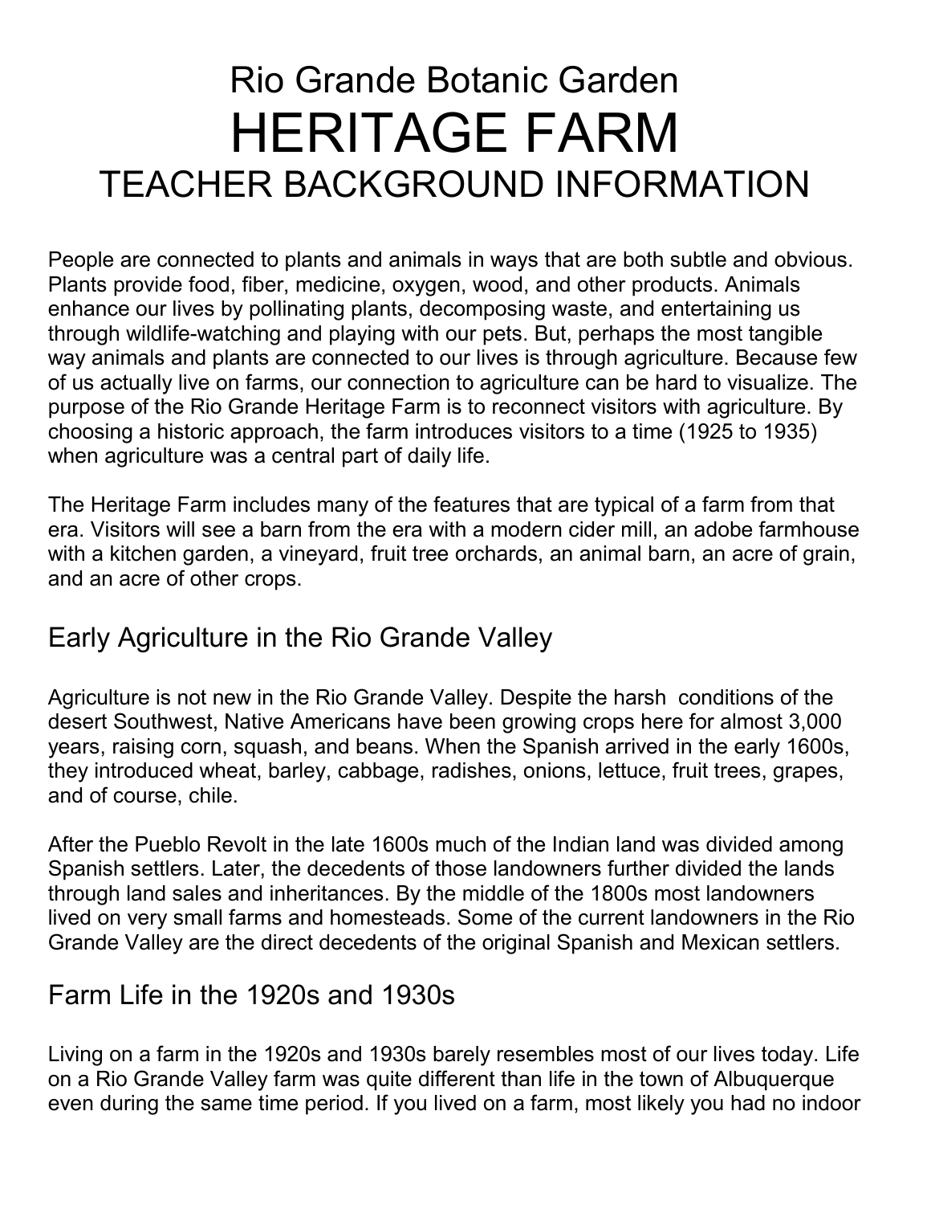# Rio Grande Botanic Garden
# HERITAGE FARM
# TEACHER BACKGROUND INFORMATION

People are connected to plants and animals in ways that are both subtle and obvious. Plants provide food, fiber, medicine, oxygen, wood, and other products. Animals enhance our lives by pollinating plants, decomposing waste, and entertaining us through wildlife-watching and playing with our pets. But, perhaps the most tangible way animals and plants are connected to our lives is through agriculture. Because few of us actually live on farms, our connection to agriculture can be hard to visualize. The purpose of the Rio Grande Heritage Farm is to reconnect visitors with agriculture. By choosing a historic approach, the farm introduces visitors to a time (1925 to 1935) when agriculture was a central part of daily life.

The Heritage Farm includes many of the features that are typical of a farm from that era. Visitors will see a barn from the era with a modern cider mill, an adobe farmhouse with a kitchen garden, a vineyard, fruit tree orchards, an animal barn, an acre of grain, and an acre of other crops.

## Early Agriculture in the Rio Grande Valley

Agriculture is not new in the Rio Grande Valley. Despite the harsh conditions of the desert Southwest, Native Americans have been growing crops here for almost 3,000 years, raising corn, squash, and beans. When the Spanish arrived in the early 1600s, they introduced wheat, barley, cabbage, radishes, onions, lettuce, fruit trees, grapes, and of course, chile.

After the Pueblo Revolt in the late 1600s much of the Indian land was divided among Spanish settlers. Later, the decedents of those landowners further divided the lands through land sales and inheritances. By the middle of the 1800s most landowners lived on very small farms and homesteads. Some of the current landowners in the Rio Grande Valley are the direct decedents of the original Spanish and Mexican settlers.

## Farm Life in the 1920s and 1930s

Living on a farm in the 1920s and 1930s barely resembles most of our lives today. Life on a Rio Grande Valley farm was quite different than life in the town of Albuquerque even during the same time period. If you lived on a farm, most likely you had no indoor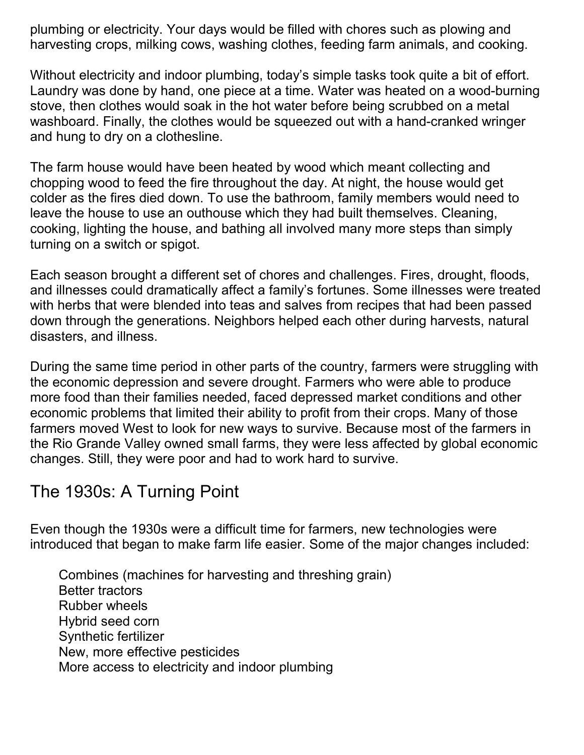plumbing or electricity. Your days would be filled with chores such as plowing and harvesting crops, milking cows, washing clothes, feeding farm animals, and cooking.

Without electricity and indoor plumbing, today's simple tasks took quite a bit of effort. Laundry was done by hand, one piece at a time. Water was heated on a wood-burning stove, then clothes would soak in the hot water before being scrubbed on a metal washboard. Finally, the clothes would be squeezed out with a hand-cranked wringer and hung to dry on a clothesline.

The farm house would have been heated by wood which meant collecting and chopping wood to feed the fire throughout the day. At night, the house would get colder as the fires died down. To use the bathroom, family members would need to leave the house to use an outhouse which they had built themselves. Cleaning, cooking, lighting the house, and bathing all involved many more steps than simply turning on a switch or spigot.

Each season brought a different set of chores and challenges. Fires, drought, floods, and illnesses could dramatically affect a family's fortunes. Some illnesses were treated with herbs that were blended into teas and salves from recipes that had been passed down through the generations. Neighbors helped each other during harvests, natural disasters, and illness.

During the same time period in other parts of the country, farmers were struggling with the economic depression and severe drought. Farmers who were able to produce more food than their families needed, faced depressed market conditions and other economic problems that limited their ability to profit from their crops. Many of those farmers moved West to look for new ways to survive. Because most of the farmers in the Rio Grande Valley owned small farms, they were less affected by global economic changes. Still, they were poor and had to work hard to survive.

## The 1930s: A Turning Point

Even though the 1930s were a difficult time for farmers, new technologies were introduced that began to make farm life easier. Some of the major changes included:

- Combines (machines for harvesting and threshing grain)
- Better tractors
- Rubber wheels
- Hybrid seed corn
- Synthetic fertilizer
- New, more effective pesticides
- More access to electricity and indoor plumbing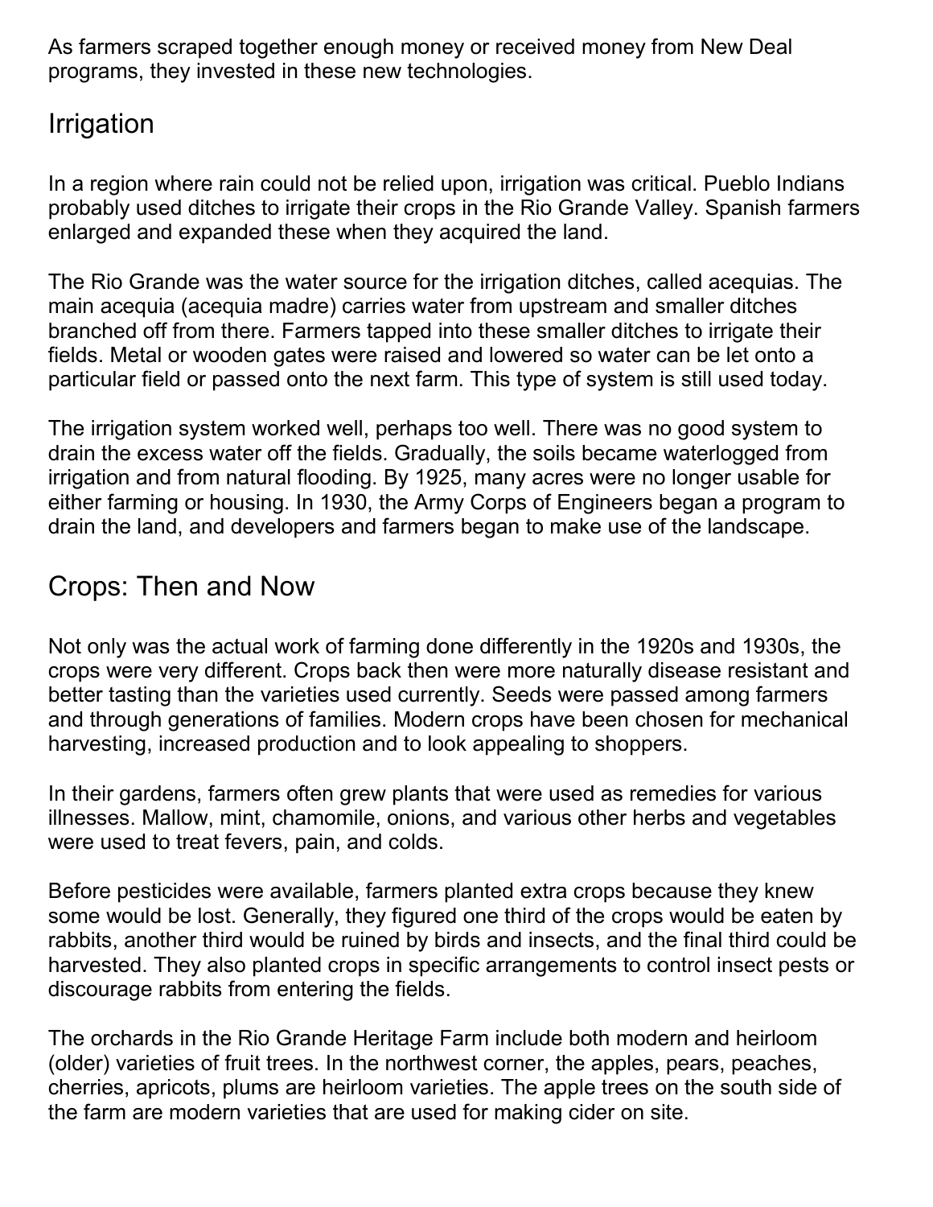As farmers scraped together enough money or received money from New Deal programs, they invested in these new technologies.

## Irrigation

In a region where rain could not be relied upon, irrigation was critical. Pueblo Indians probably used ditches to irrigate their crops in the Rio Grande Valley. Spanish farmers enlarged and expanded these when they acquired the land.

The Rio Grande was the water source for the irrigation ditches, called acequias. The main acequia (acequia madre) carries water from upstream and smaller ditches branched off from there. Farmers tapped into these smaller ditches to irrigate their fields. Metal or wooden gates were raised and lowered so water can be let onto a particular field or passed onto the next farm. This type of system is still used today.

The irrigation system worked well, perhaps too well. There was no good system to drain the excess water off the fields. Gradually, the soils became waterlogged from irrigation and from natural flooding. By 1925, many acres were no longer usable for either farming or housing. In 1930, the Army Corps of Engineers began a program to drain the land, and developers and farmers began to make use of the landscape.

## Crops: Then and Now

Not only was the actual work of farming done differently in the 1920s and 1930s, the crops were very different. Crops back then were more naturally disease resistant and better tasting than the varieties used currently. Seeds were passed among farmers and through generations of families. Modern crops have been chosen for mechanical harvesting, increased production and to look appealing to shoppers.

In their gardens, farmers often grew plants that were used as remedies for various illnesses. Mallow, mint, chamomile, onions, and various other herbs and vegetables were used to treat fevers, pain, and colds.

Before pesticides were available, farmers planted extra crops because they knew some would be lost. Generally, they figured one third of the crops would be eaten by rabbits, another third would be ruined by birds and insects, and the final third could be harvested. They also planted crops in specific arrangements to control insect pests or discourage rabbits from entering the fields.

The orchards in the Rio Grande Heritage Farm include both modern and heirloom (older) varieties of fruit trees. In the northwest corner, the apples, pears, peaches, cherries, apricots, plums are heirloom varieties. The apple trees on the south side of the farm are modern varieties that are used for making cider on site.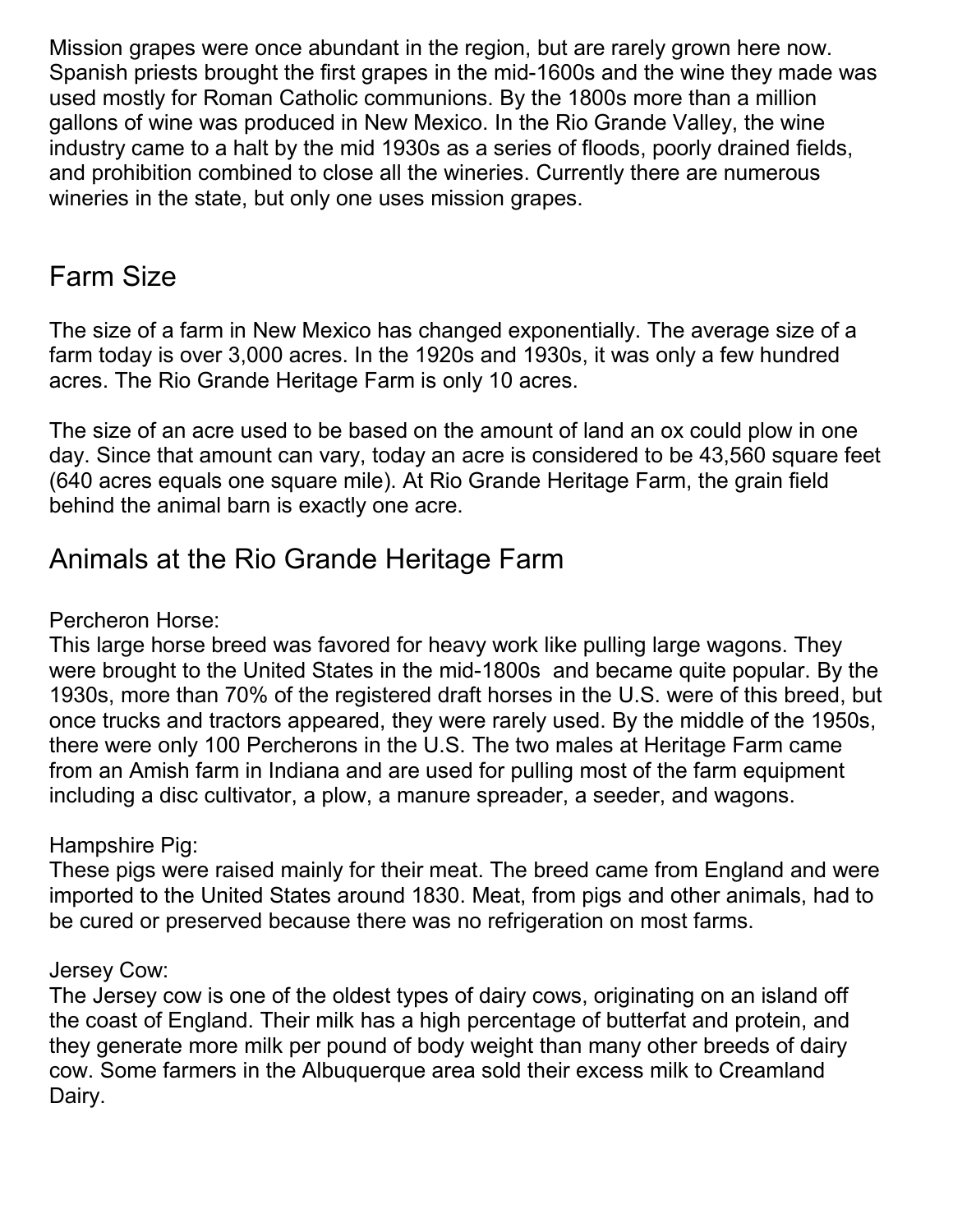Mission grapes were once abundant in the region, but are rarely grown here now. Spanish priests brought the first grapes in the mid-1600s and the wine they made was used mostly for Roman Catholic communions. By the 1800s more than a million gallons of wine was produced in New Mexico. In the Rio Grande Valley, the wine industry came to a halt by the mid 1930s as a series of floods, poorly drained fields, and prohibition combined to close all the wineries. Currently there are numerous wineries in the state, but only one uses mission grapes.

## Farm Size

The size of a farm in New Mexico has changed exponentially. The average size of a farm today is over 3,000 acres. In the 1920s and 1930s, it was only a few hundred acres. The Rio Grande Heritage Farm is only 10 acres.

The size of an acre used to be based on the amount of land an ox could plow in one day. Since that amount can vary, today an acre is considered to be 43,560 square feet (640 acres equals one square mile). At Rio Grande Heritage Farm, the grain field behind the animal barn is exactly one acre.

## Animals at the Rio Grande Heritage Farm

Percheron Horse:
This large horse breed was favored for heavy work like pulling large wagons. They were brought to the United States in the mid-1800s and became quite popular. By the 1930s, more than 70% of the registered draft horses in the U.S. were of this breed, but once trucks and tractors appeared, they were rarely used. By the middle of the 1950s, there were only 100 Percherons in the U.S. The two males at Heritage Farm came from an Amish farm in Indiana and are used for pulling most of the farm equipment including a disc cultivator, a plow, a manure spreader, a seeder, and wagons.

Hampshire Pig:
These pigs were raised mainly for their meat. The breed came from England and were imported to the United States around 1830. Meat, from pigs and other animals, had to be cured or preserved because there was no refrigeration on most farms.

Jersey Cow:
The Jersey cow is one of the oldest types of dairy cows, originating on an island off the coast of England. Their milk has a high percentage of butterfat and protein, and they generate more milk per pound of body weight than many other breeds of dairy cow. Some farmers in the Albuquerque area sold their excess milk to Creamland Dairy.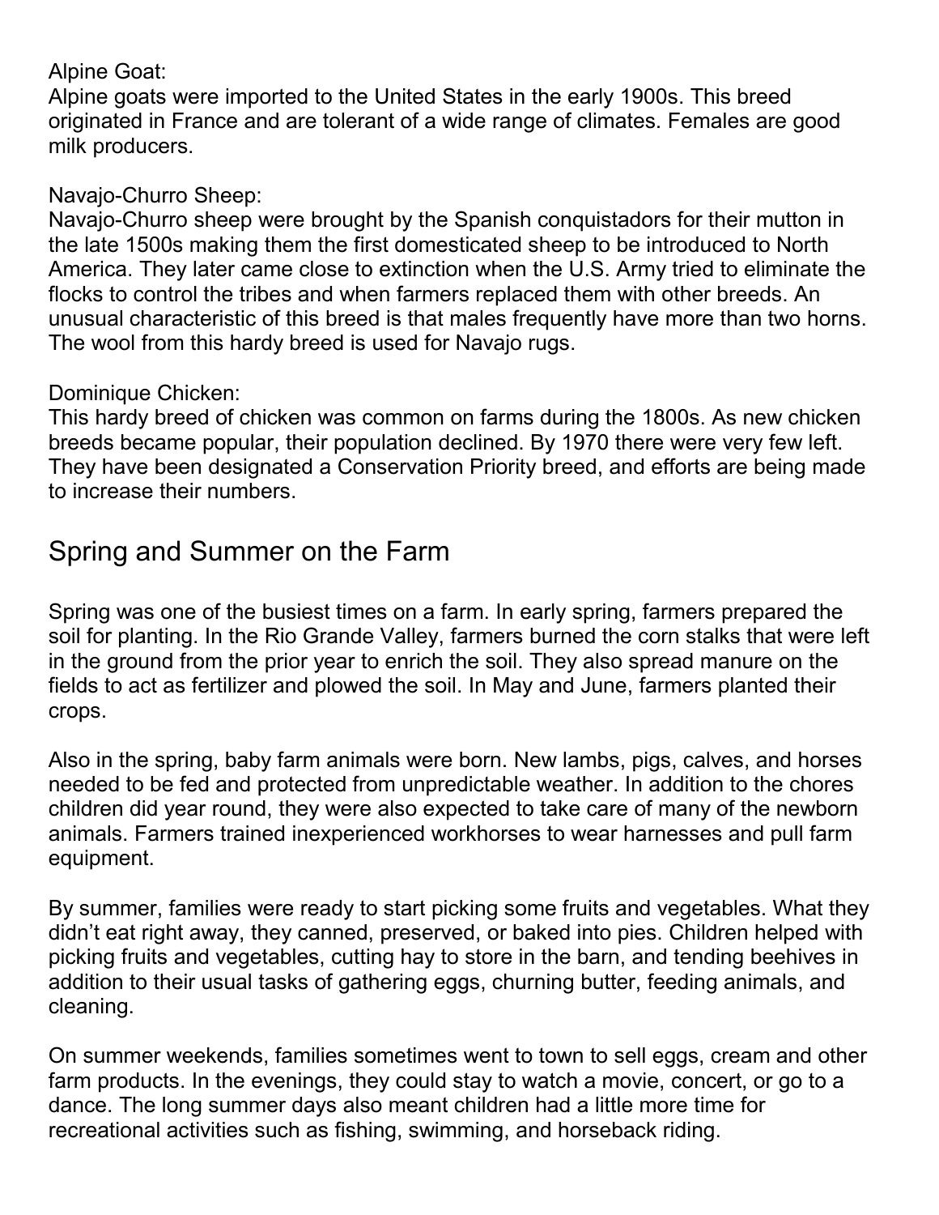Alpine Goat:
Alpine goats were imported to the United States in the early 1900s. This breed originated in France and are tolerant of a wide range of climates. Females are good milk producers.

Navajo-Churro Sheep:
Navajo-Churro sheep were brought by the Spanish conquistadors for their mutton in the late 1500s making them the first domesticated sheep to be introduced to North America. They later came close to extinction when the U.S. Army tried to eliminate the flocks to control the tribes and when farmers replaced them with other breeds. An unusual characteristic of this breed is that males frequently have more than two horns. The wool from this hardy breed is used for Navajo rugs.

Dominique Chicken:
This hardy breed of chicken was common on farms during the 1800s. As new chicken breeds became popular, their population declined. By 1970 there were very few left. They have been designated a Conservation Priority breed, and efforts are being made to increase their numbers.

## Spring and Summer on the Farm

Spring was one of the busiest times on a farm. In early spring, farmers prepared the soil for planting. In the Rio Grande Valley, farmers burned the corn stalks that were left in the ground from the prior year to enrich the soil. They also spread manure on the fields to act as fertilizer and plowed the soil. In May and June, farmers planted their crops.

Also in the spring, baby farm animals were born. New lambs, pigs, calves, and horses needed to be fed and protected from unpredictable weather. In addition to the chores children did year round, they were also expected to take care of many of the newborn animals. Farmers trained inexperienced workhorses to wear harnesses and pull farm equipment.

By summer, families were ready to start picking some fruits and vegetables. What they didn't eat right away, they canned, preserved, or baked into pies. Children helped with picking fruits and vegetables, cutting hay to store in the barn, and tending beehives in addition to their usual tasks of gathering eggs, churning butter, feeding animals, and cleaning.

On summer weekends, families sometimes went to town to sell eggs, cream and other farm products. In the evenings, they could stay to watch a movie, concert, or go to a dance. The long summer days also meant children had a little more time for recreational activities such as fishing, swimming, and horseback riding.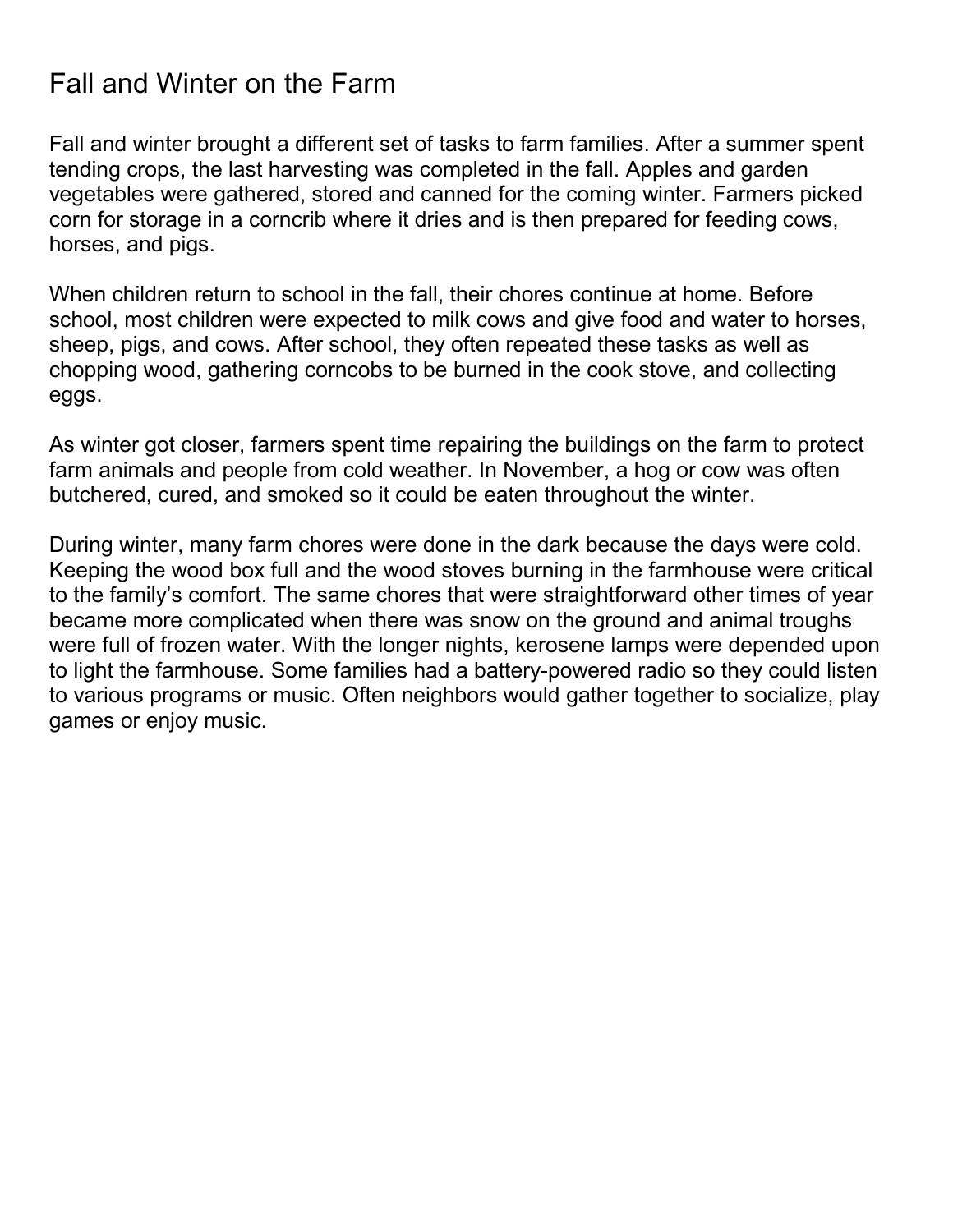# Fall and Winter on the Farm

Fall and winter brought a different set of tasks to farm families. After a summer spent tending crops, the last harvesting was completed in the fall. Apples and garden vegetables were gathered, stored and canned for the coming winter. Farmers picked corn for storage in a corncrib where it dries and is then prepared for feeding cows, horses, and pigs.

When children return to school in the fall, their chores continue at home. Before school, most children were expected to milk cows and give food and water to horses, sheep, pigs, and cows. After school, they often repeated these tasks as well as chopping wood, gathering corncobs to be burned in the cook stove, and collecting eggs.

As winter got closer, farmers spent time repairing the buildings on the farm to protect farm animals and people from cold weather. In November, a hog or cow was often butchered, cured, and smoked so it could be eaten throughout the winter.

During winter, many farm chores were done in the dark because the days were cold. Keeping the wood box full and the wood stoves burning in the farmhouse were critical to the family's comfort. The same chores that were straightforward other times of year became more complicated when there was snow on the ground and animal troughs were full of frozen water. With the longer nights, kerosene lamps were depended upon to light the farmhouse. Some families had a battery-powered radio so they could listen to various programs or music. Often neighbors would gather together to socialize, play games or enjoy music.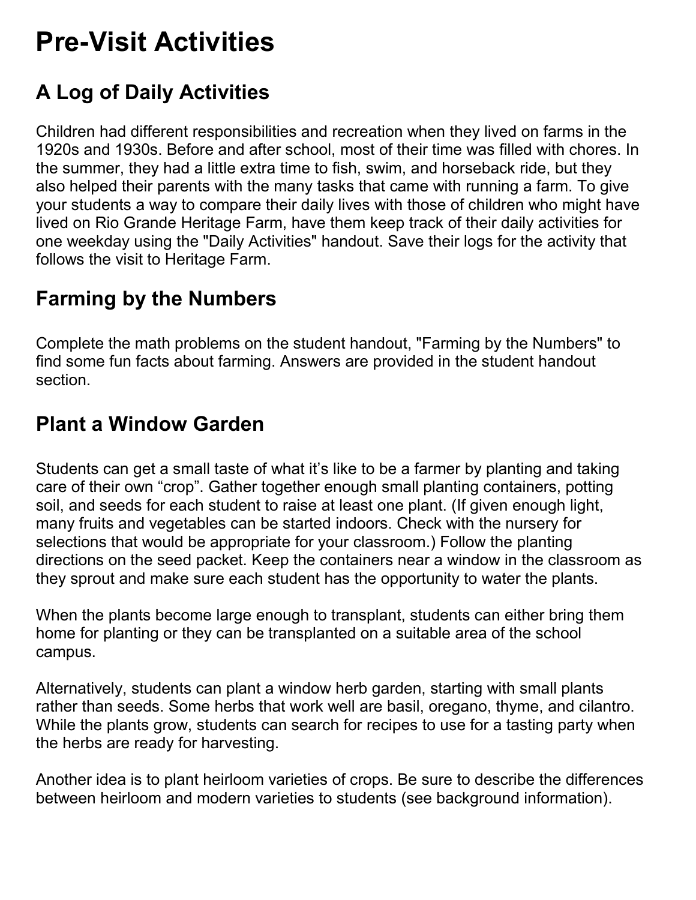# Pre-Visit Activities

## A Log of Daily Activities

Children had different responsibilities and recreation when they lived on farms in the 1920s and 1930s. Before and after school, most of their time was filled with chores. In the summer, they had a little extra time to fish, swim, and horseback ride, but they also helped their parents with the many tasks that came with running a farm. To give your students a way to compare their daily lives with those of children who might have lived on Rio Grande Heritage Farm, have them keep track of their daily activities for one weekday using the "Daily Activities" handout. Save their logs for the activity that follows the visit to Heritage Farm.

## Farming by the Numbers

Complete the math problems on the student handout, "Farming by the Numbers" to find some fun facts about farming. Answers are provided in the student handout section.

## Plant a Window Garden

Students can get a small taste of what it's like to be a farmer by planting and taking care of their own "crop". Gather together enough small planting containers, potting soil, and seeds for each student to raise at least one plant. (If given enough light, many fruits and vegetables can be started indoors. Check with the nursery for selections that would be appropriate for your classroom.) Follow the planting directions on the seed packet. Keep the containers near a window in the classroom as they sprout and make sure each student has the opportunity to water the plants.

When the plants become large enough to transplant, students can either bring them home for planting or they can be transplanted on a suitable area of the school campus.

Alternatively, students can plant a window herb garden, starting with small plants rather than seeds. Some herbs that work well are basil, oregano, thyme, and cilantro. While the plants grow, students can search for recipes to use for a tasting party when the herbs are ready for harvesting.

Another idea is to plant heirloom varieties of crops. Be sure to describe the differences between heirloom and modern varieties to students (see background information).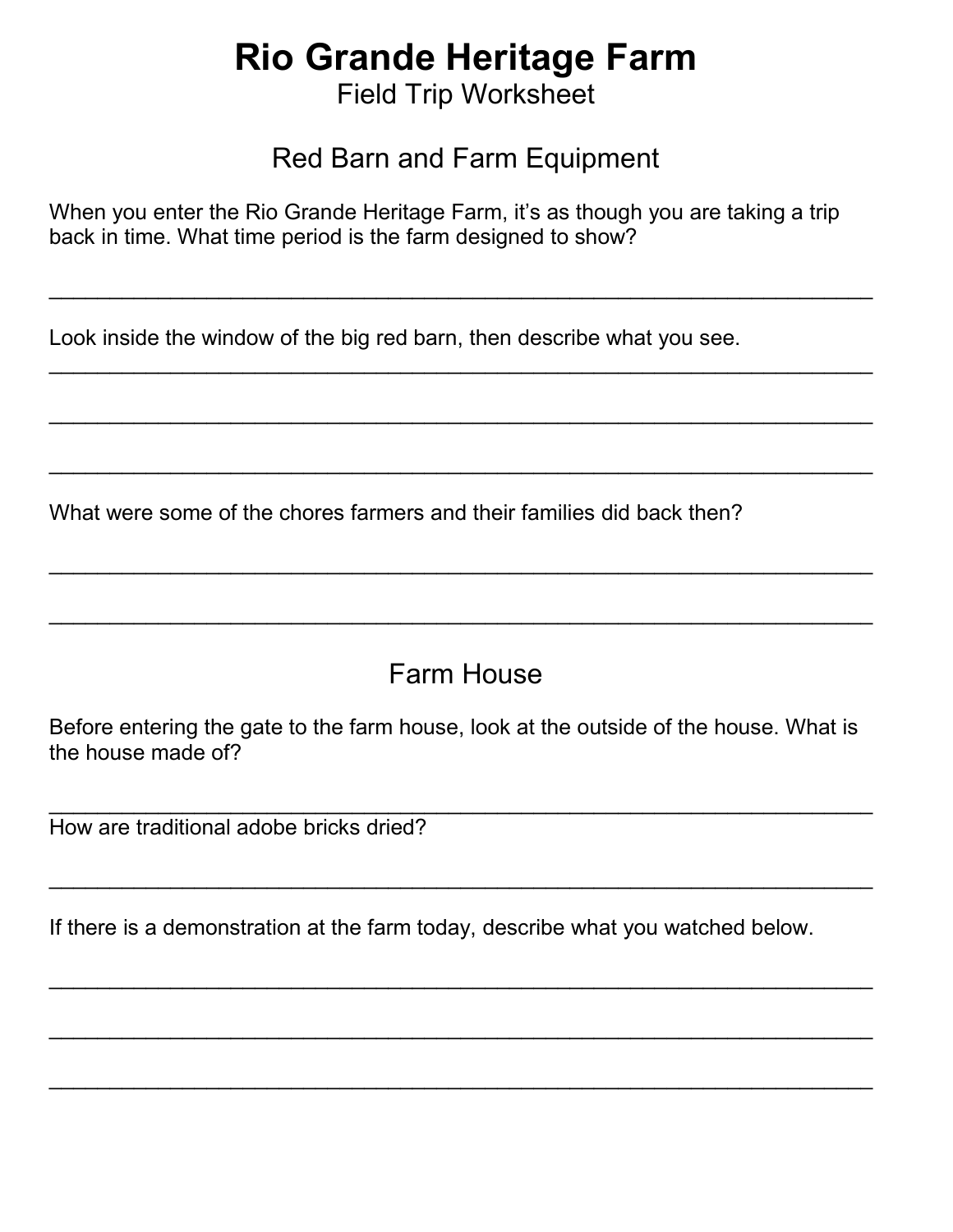# Rio Grande Heritage Farm

Field Trip Worksheet

## Red Barn and Farm Equipment

When you enter the Rio Grande Heritage Farm, it's as though you are taking a trip back in time. What time period is the farm designed to show?

_______________________________________________________________

Look inside the window of the big red barn, then describe what you see.

_______________________________________________________________

_______________________________________________________________

_______________________________________________________________

What were some of the chores farmers and their families did back then?

_______________________________________________________________

_______________________________________________________________

## Farm House

Before entering the gate to the farm house, look at the outside of the house. What is the house made of?

_______________________________________________________________

How are traditional adobe bricks dried?

_______________________________________________________________

If there is a demonstration at the farm today, describe what you watched below.

_______________________________________________________________

_______________________________________________________________

_______________________________________________________________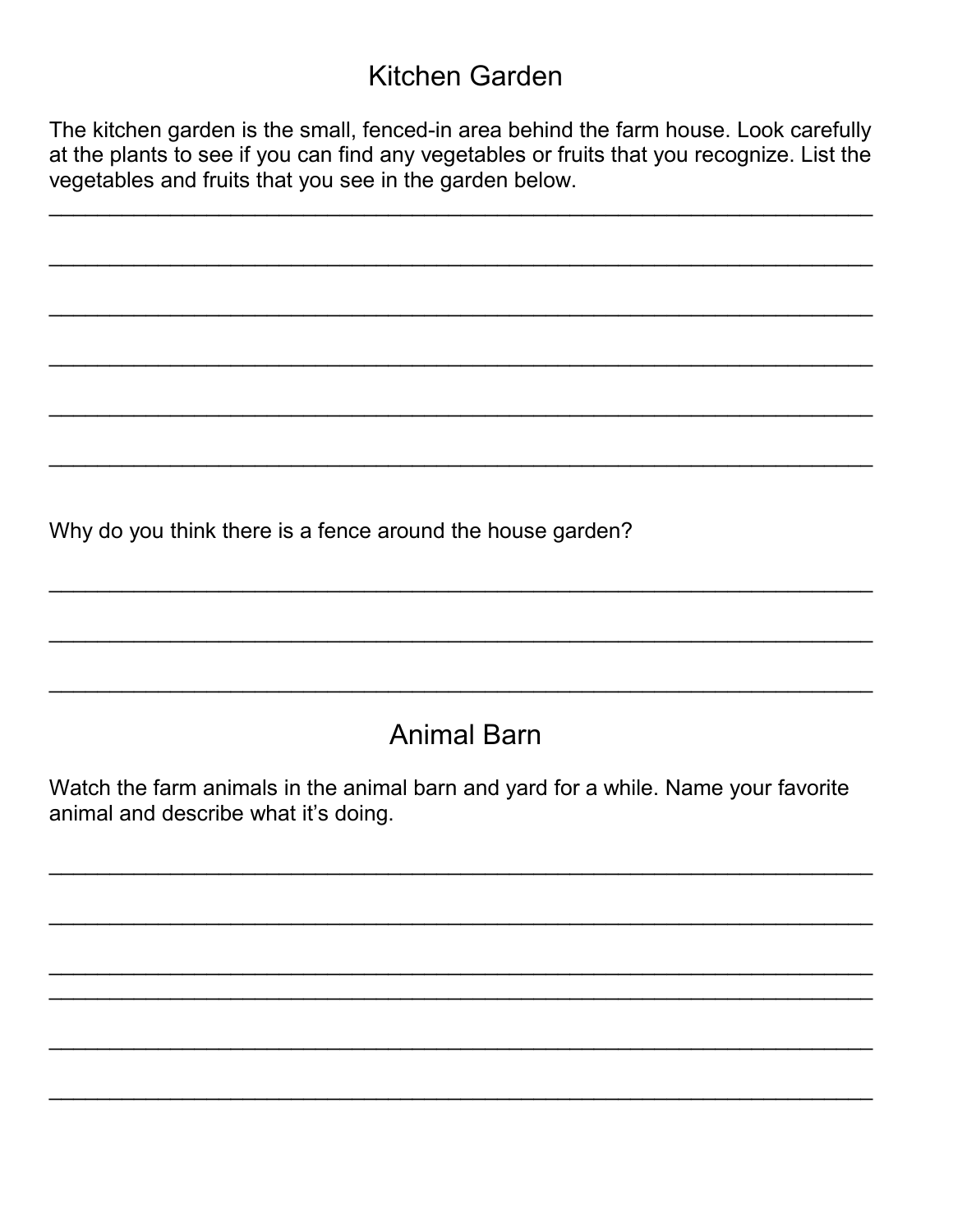## Kitchen Garden

The kitchen garden is the small, fenced-in area behind the farm house. Look carefully at the plants to see if you can find any vegetables or fruits that you recognize. List the vegetables and fruits that you see in the garden below.

______________________________________________________________________

______________________________________________________________________

______________________________________________________________________

______________________________________________________________________

______________________________________________________________________

______________________________________________________________________

Why do you think there is a fence around the house garden?

______________________________________________________________________

______________________________________________________________________

______________________________________________________________________

## Animal Barn

Watch the farm animals in the animal barn and yard for a while. Name your favorite animal and describe what it's doing.

______________________________________________________________________

______________________________________________________________________

______________________________________________________________________

______________________________________________________________________

______________________________________________________________________

______________________________________________________________________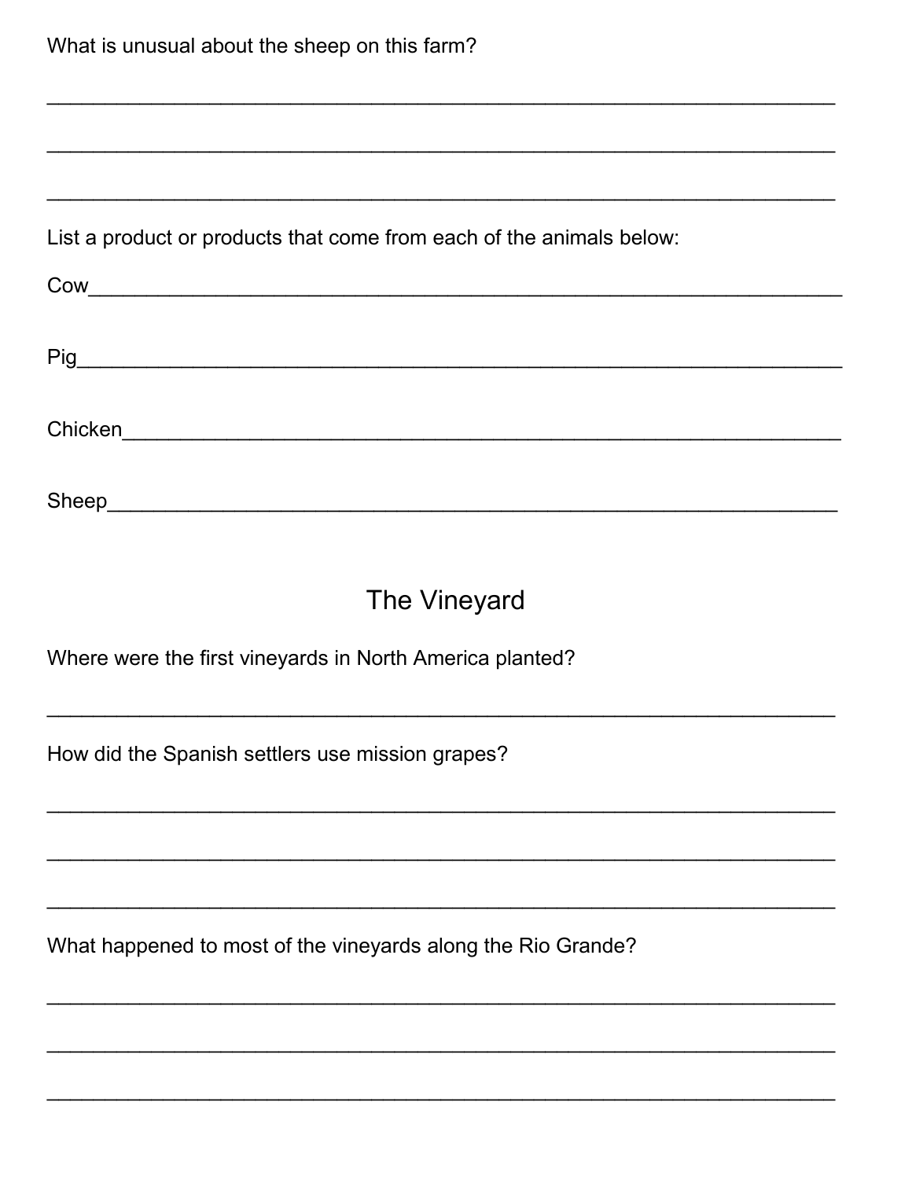What is unusual about the sheep on this farm?

______________________________________________________________________

______________________________________________________________________

______________________________________________________________________

List a product or products that come from each of the animals below:

Cow___________________________________________________________________

Pig____________________________________________________________________

Chicken_______________________________________________________________

Sheep_________________________________________________________________

## The Vineyard

Where were the first vineyards in North America planted?

______________________________________________________________________

How did the Spanish settlers use mission grapes?

______________________________________________________________________

______________________________________________________________________

______________________________________________________________________

What happened to most of the vineyards along the Rio Grande?

______________________________________________________________________

______________________________________________________________________

______________________________________________________________________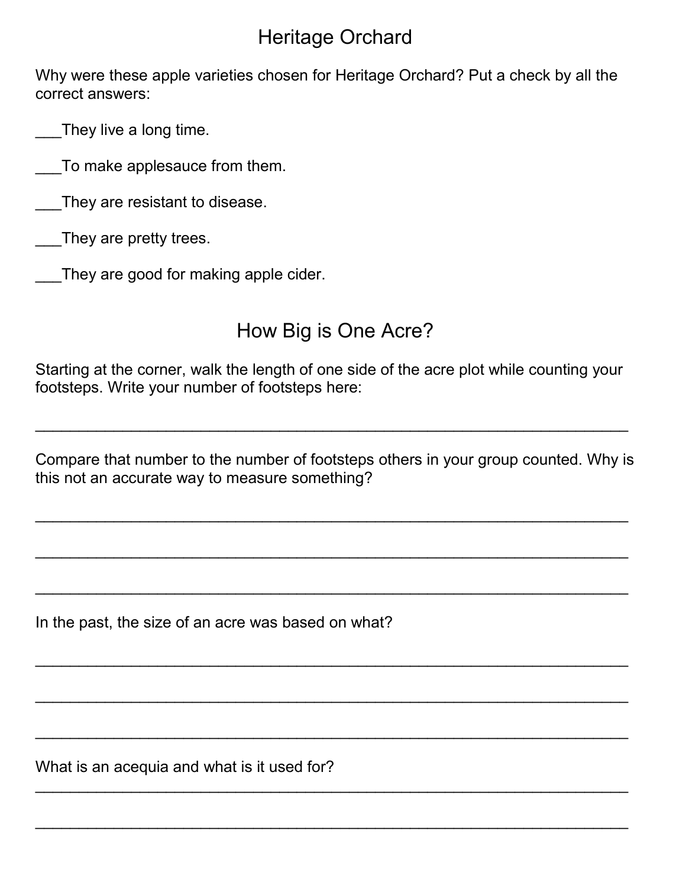# Heritage Orchard

Why were these apple varieties chosen for Heritage Orchard? Put a check by all the correct answers:

___They live a long time.

___To make applesauce from them.

___They are resistant to disease.

___They are pretty trees.

___They are good for making apple cider.

# How Big is One Acre?

Starting at the corner, walk the length of one side of the acre plot while counting your footsteps. Write your number of footsteps here:

_______________________________________________________________

Compare that number to the number of footsteps others in your group counted. Why is this not an accurate way to measure something?

_______________________________________________________________

_______________________________________________________________

_______________________________________________________________

In the past, the size of an acre was based on what?

_______________________________________________________________

_______________________________________________________________

_______________________________________________________________

What is an acequia and what is it used for?

_______________________________________________________________

_______________________________________________________________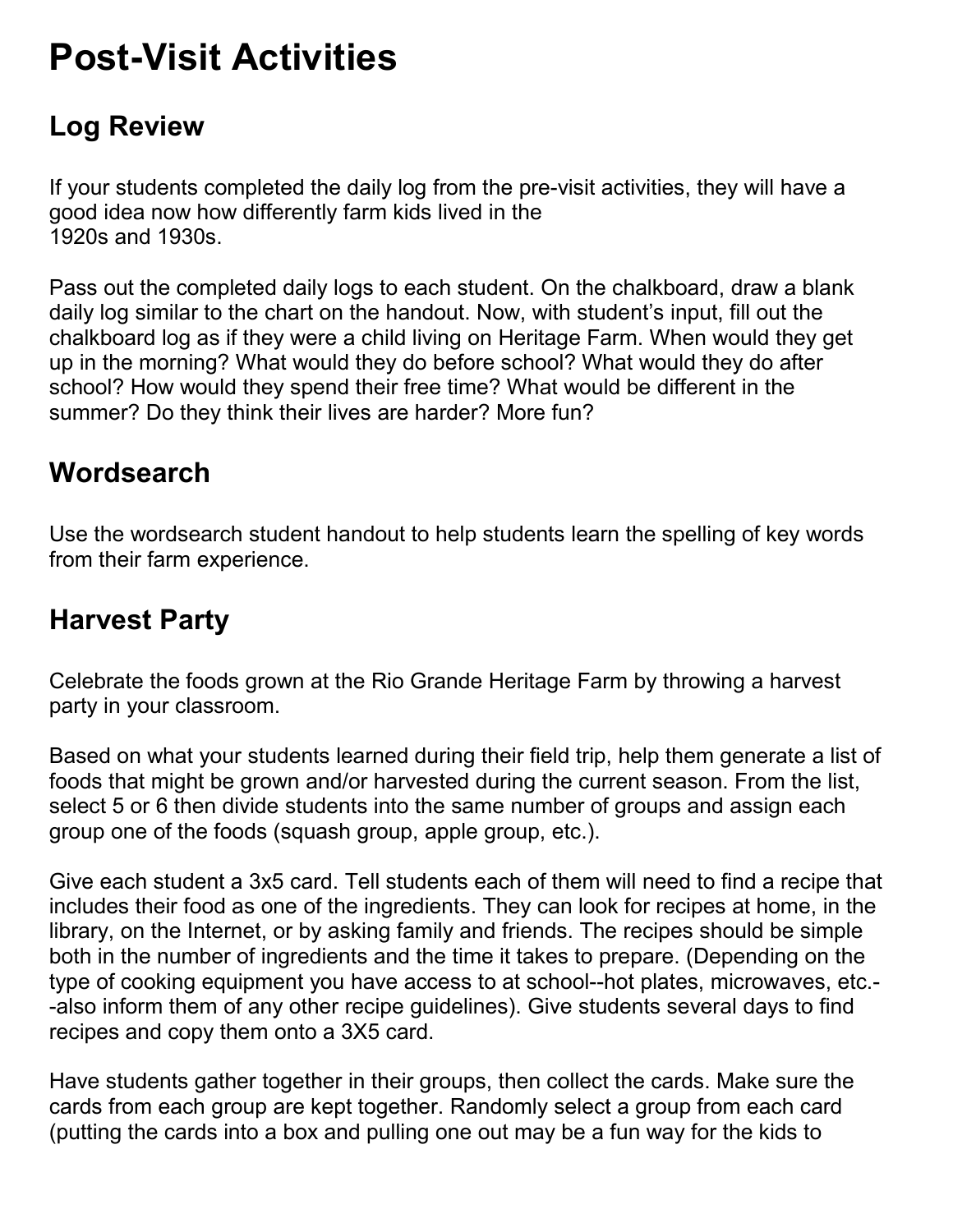# Post-Visit Activities

## Log Review

If your students completed the daily log from the pre-visit activities, they will have a good idea now how differently farm kids lived in the 1920s and 1930s.

Pass out the completed daily logs to each student. On the chalkboard, draw a blank daily log similar to the chart on the handout. Now, with student's input, fill out the chalkboard log as if they were a child living on Heritage Farm. When would they get up in the morning? What would they do before school? What would they do after school? How would they spend their free time? What would be different in the summer? Do they think their lives are harder? More fun?

## Wordsearch

Use the wordsearch student handout to help students learn the spelling of key words from their farm experience.

## Harvest Party

Celebrate the foods grown at the Rio Grande Heritage Farm by throwing a harvest party in your classroom.

Based on what your students learned during their field trip, help them generate a list of foods that might be grown and/or harvested during the current season. From the list, select 5 or 6 then divide students into the same number of groups and assign each group one of the foods (squash group, apple group, etc.).

Give each student a 3x5 card. Tell students each of them will need to find a recipe that includes their food as one of the ingredients. They can look for recipes at home, in the library, on the Internet, or by asking family and friends. The recipes should be simple both in the number of ingredients and the time it takes to prepare. (Depending on the type of cooking equipment you have access to at school--hot plates, microwaves, etc.--also inform them of any other recipe guidelines). Give students several days to find recipes and copy them onto a 3X5 card.

Have students gather together in their groups, then collect the cards. Make sure the cards from each group are kept together. Randomly select a group from each card (putting the cards into a box and pulling one out may be a fun way for the kids to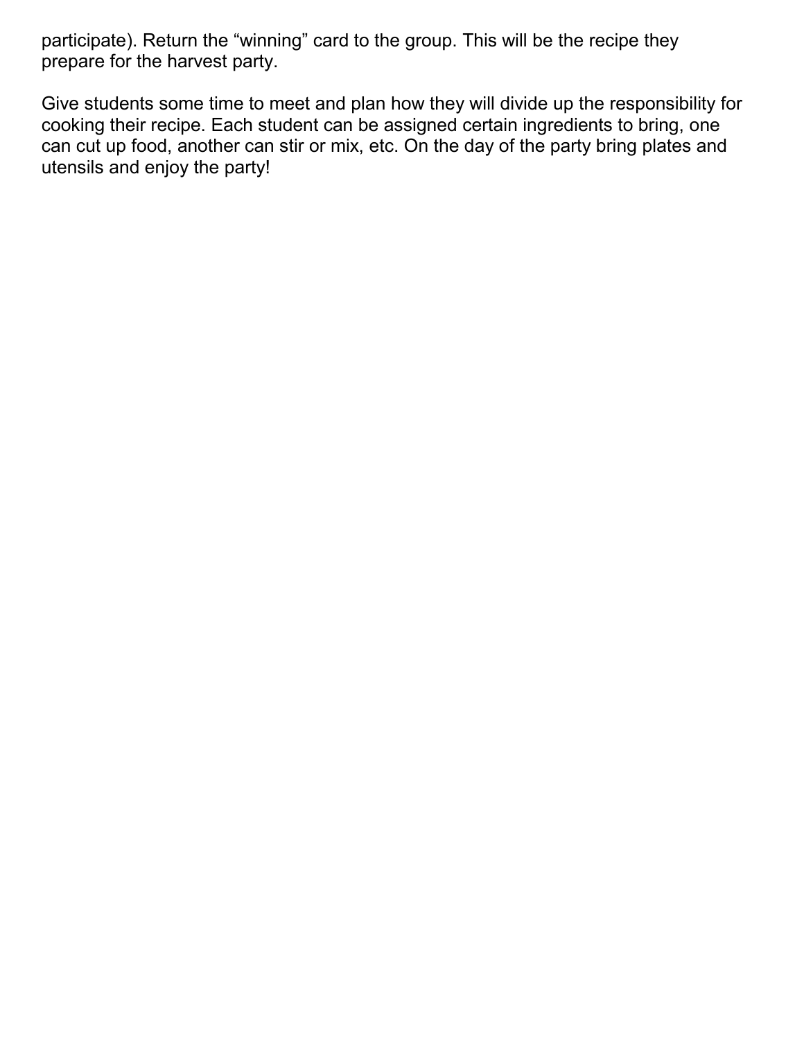participate). Return the “winning” card to the group. This will be the recipe they prepare for the harvest party.

Give students some time to meet and plan how they will divide up the responsibility for cooking their recipe. Each student can be assigned certain ingredients to bring, one can cut up food, another can stir or mix, etc. On the day of the party bring plates and utensils and enjoy the party!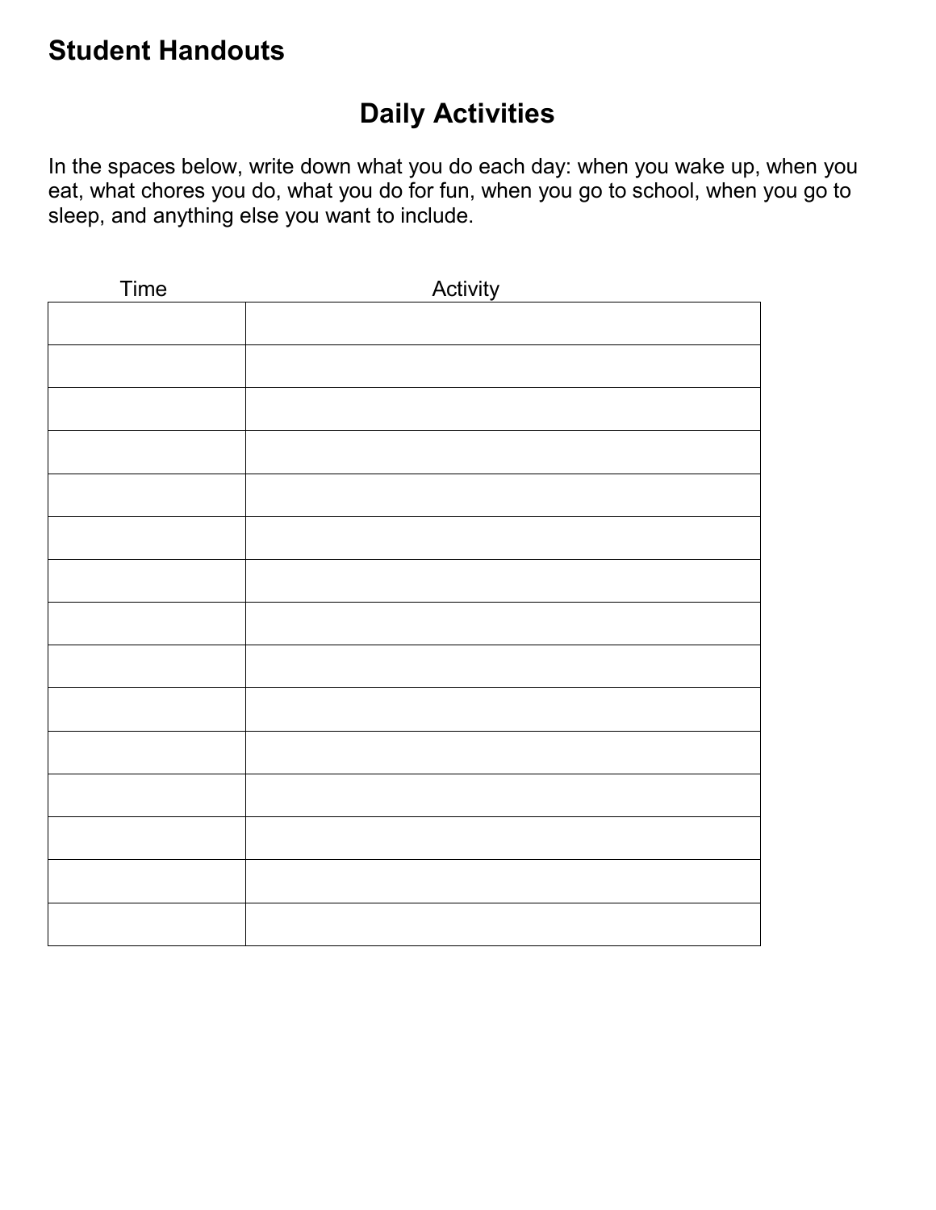## Student Handouts

# Daily Activities

In the spaces below, write down what you do each day: when you wake up, when you eat, what chores you do, what you do for fun, when you go to school, when you go to sleep, and anything else you want to include.

| Time | Activity |
| --- | --- |
| | |
| | |
| | |
| | |
| | |
| | |
| | |
| | |
| | |
| | |
| | |
| | |
| | |
| | |
| | |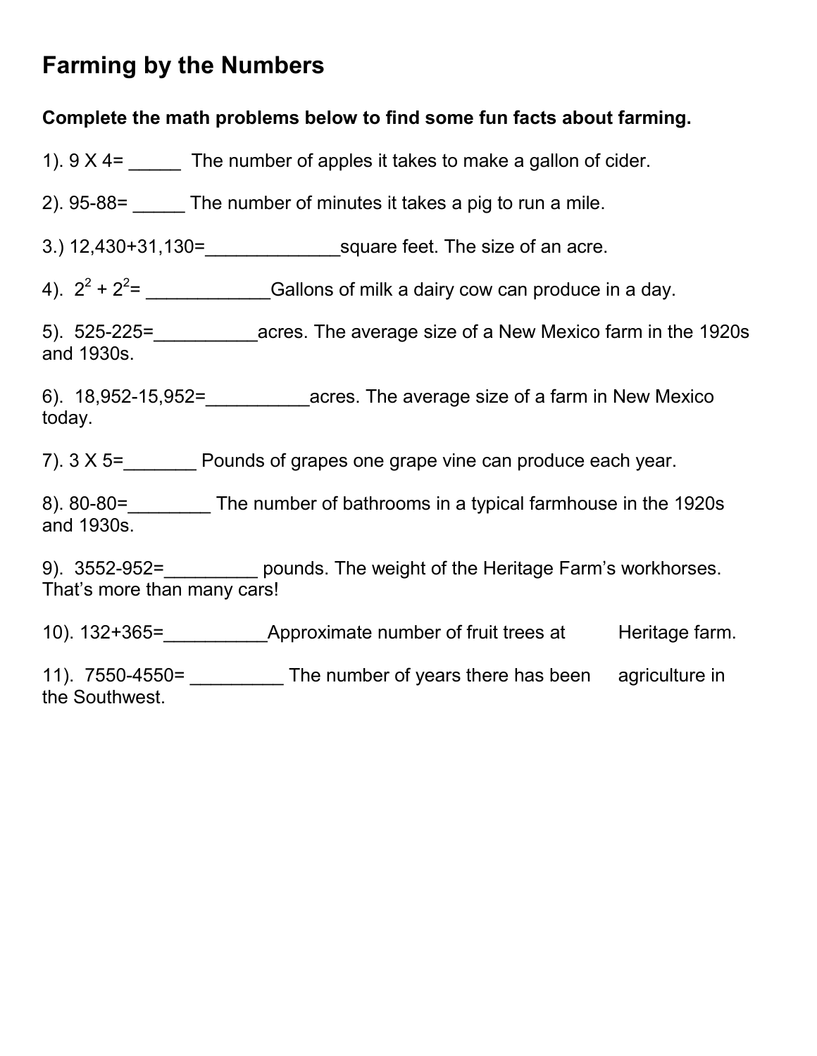# Farming by the Numbers

**Complete the math problems below to find some fun facts about farming.**

1). $9 \times 4=$ _____ The number of apples it takes to make a gallon of cider.

2). $95-88=$ _____ The number of minutes it takes a pig to run a mile.

3.) $12{,}430+31{,}130=$_____________square feet. The size of an acre.

4). $2^2 + 2^2=$ ____________Gallons of milk a dairy cow can produce in a day.

5). $525-225=$__________acres. The average size of a New Mexico farm in the 1920s and 1930s.

6). $18{,}952-15{,}952=$__________acres. The average size of a farm in New Mexico today.

7). $3 \times 5=$_______ Pounds of grapes one grape vine can produce each year.

8). $80-80=$________ The number of bathrooms in a typical farmhouse in the 1920s and 1930s.

9). $3552-952=$_________ pounds. The weight of the Heritage Farm's workhorses. That's more than many cars!

10). $132+365=$__________Approximate number of fruit trees at Heritage farm.

11). $7550-4550=$ _________ The number of years there has been agriculture in the Southwest.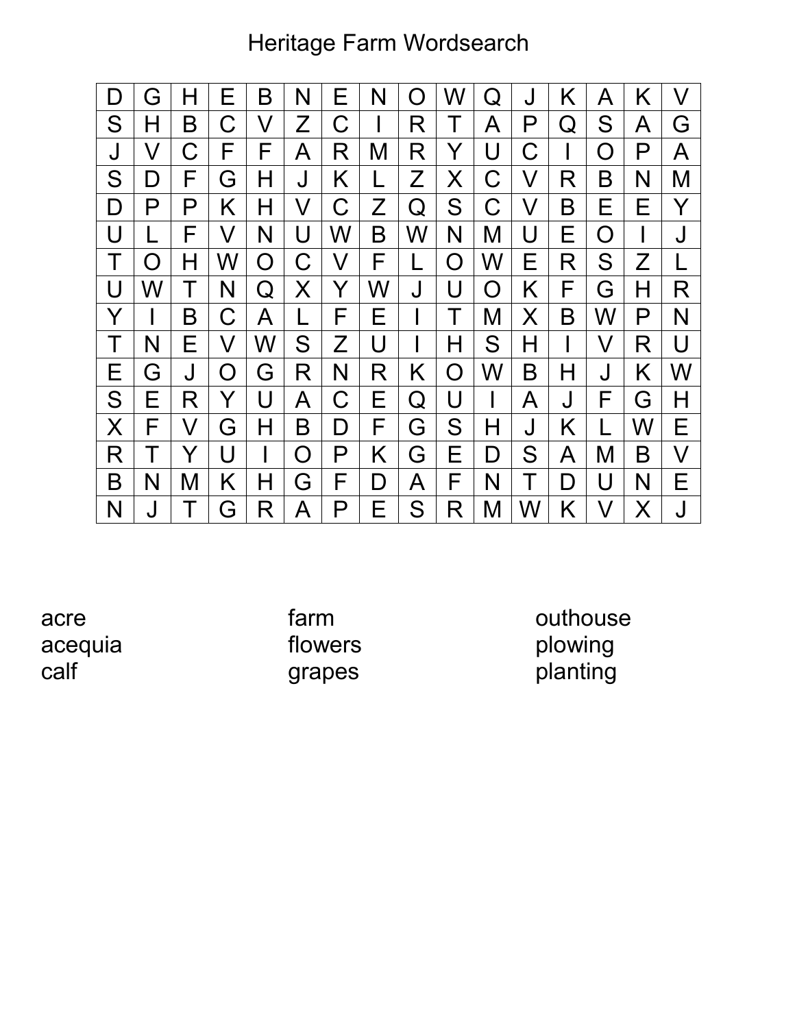# Heritage Farm Wordsearch

| | | | | | | | | | | | | | | | |
|---|---|---|---|---|---|---|---|---|---|---|---|---|---|---|---|
| D | G | H | E | B | N | E | N | O | W | Q | J | K | A | K | V |
| S | H | B | C | V | Z | C | I | R | T | A | P | Q | S | A | G |
| J | V | C | F | F | A | R | M | R | Y | U | C | I | O | P | A |
| S | D | F | G | H | J | K | L | Z | X | C | V | R | B | N | M |
| D | P | P | K | H | V | C | Z | Q | S | C | V | B | E | E | Y |
| U | L | F | V | N | U | W | B | W | N | M | U | E | O | I | J |
| T | O | H | W | O | C | V | F | L | O | W | E | R | S | Z | L |
| U | W | T | N | Q | X | Y | W | J | U | O | K | F | G | H | R |
| Y | I | B | C | A | L | F | E | I | T | M | X | B | W | P | N |
| T | N | E | V | W | S | Z | U | I | H | S | H | I | V | R | U |
| E | G | J | O | G | R | N | R | K | O | W | B | H | J | K | W |
| S | E | R | Y | U | A | C | E | Q | U | I | A | J | F | G | H |
| X | F | V | G | H | B | D | F | G | S | H | J | K | L | W | E |
| R | T | Y | U | I | O | P | K | G | E | D | S | A | M | B | V |
| B | N | M | K | H | G | F | D | A | F | N | T | D | U | N | E |
| N | J | T | G | R | A | P | E | S | R | M | W | K | V | X | J |

acre
acequia
calf
farm
flowers
grapes
outhouse
plowing
planting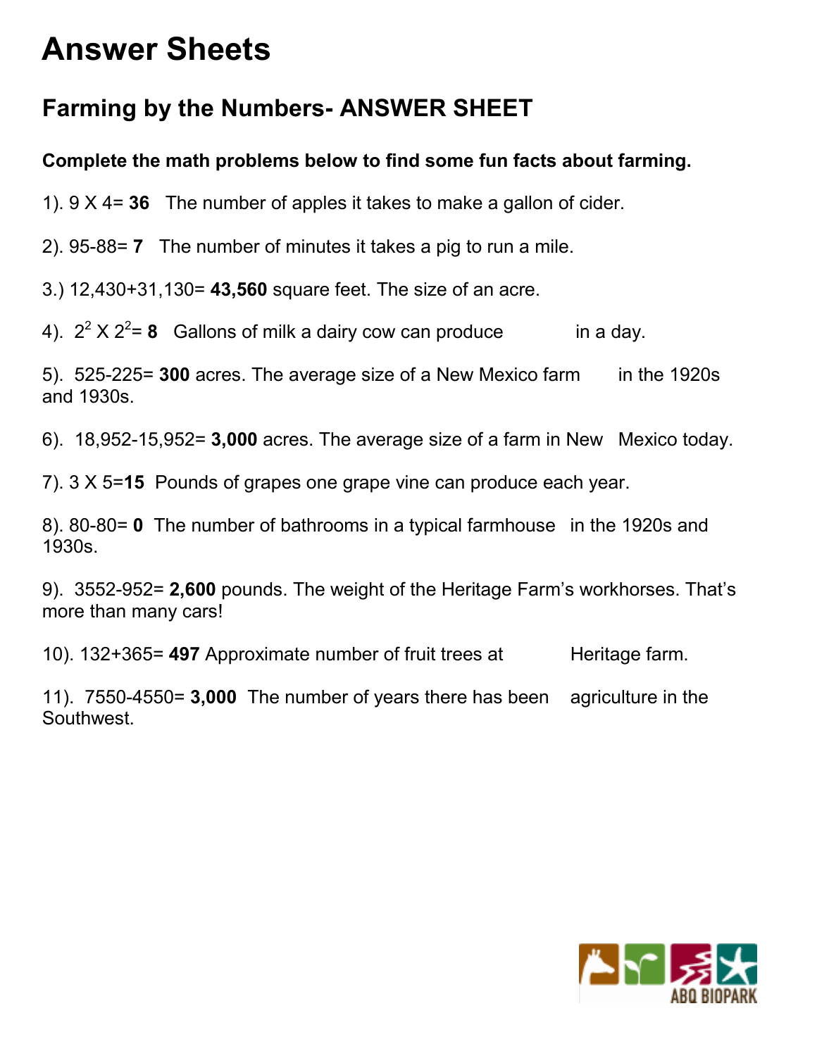# Answer Sheets

## Farming by the Numbers- ANSWER SHEET

**Complete the math problems below to find some fun facts about farming.**

1). 9 X 4= **36** The number of apples it takes to make a gallon of cider.

2). 95-88= **7** The number of minutes it takes a pig to run a mile.

3.) 12,430+31,130= **43,560** square feet. The size of an acre.

4). $2^2$ X $2^2$= **8** Gallons of milk a dairy cow can produce in a day.

5). 525-225= **300** acres. The average size of a New Mexico farm in the 1920s and 1930s.

6). 18,952-15,952= **3,000** acres. The average size of a farm in New Mexico today.

7). 3 X 5=**15** Pounds of grapes one grape vine can produce each year.

8). 80-80= **0** The number of bathrooms in a typical farmhouse in the 1920s and 1930s.

9). 3552-952= **2,600** pounds. The weight of the Heritage Farm's workhorses. That's more than many cars!

10). 132+365= **497** Approximate number of fruit trees at Heritage farm.

11). 7550-4550= **3,000** The number of years there has been agriculture in the Southwest.

ABQ BIOPARK